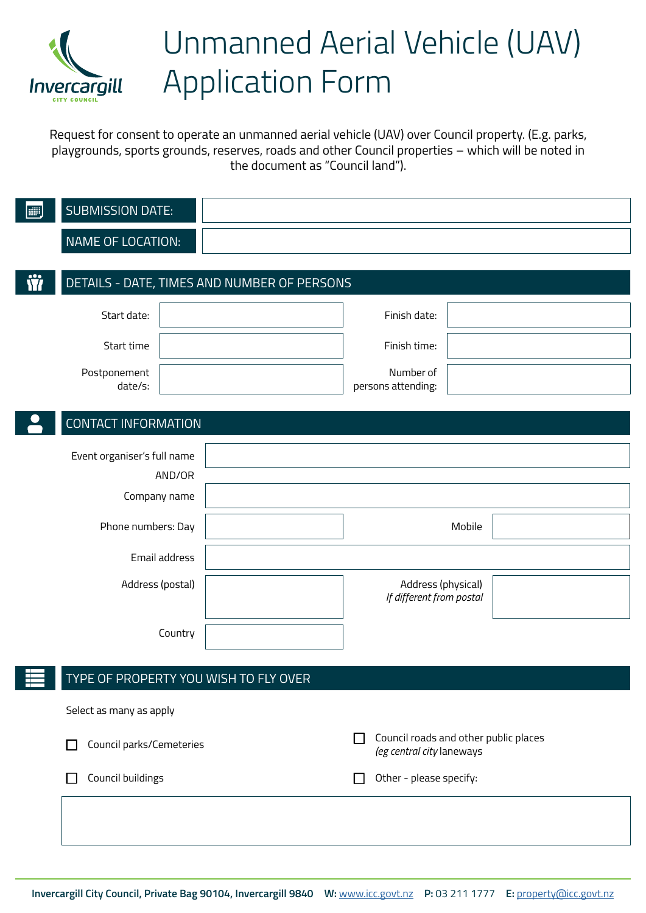# Unmanned Aerial Vehicle (UAV) Application Form

Request for consent to operate an unmanned aerial vehicle (UAV) over Council property. (E.g. parks, playgrounds, sports grounds, reserves, roads and other Council properties – which will be noted in the document as "Council land").

| | |
|---|---|
| SUBMISSION DATE: | |
| NAME OF LOCATION: | |

## DETAILS - DATE, TIMES AND NUMBER OF PERSONS

| | | | |
|---|---|---|---|
| Start date: | | Finish date: | |
| Start time | | Finish time: | |
| Postponement date/s: | | Number of persons attending: | |

## CONTACT INFORMATION

| | | | |
|---|---|---|---|
| Event organiser's full name | | | |
| AND/OR | | | |
| Company name | | | |
| Phone numbers: Day | | Mobile | |
| Email address | | | |
| Address (postal) | | Address (physical) *If different from postal* | |
| Country | | | |

## TYPE OF PROPERTY YOU WISH TO FLY OVER

Select as many as apply

- ☐ Council parks/Cemeteries
- ☐ Council roads and other public places *(eg central city* laneways
- ☐ Council buildings
- ☐ Other - please specify:

Invercargill City Council, Private Bag 90104, Invercargill 9840 **W:** www.icc.govt.nz **P:** 03 211 1777 **E:** property@icc.govt.nz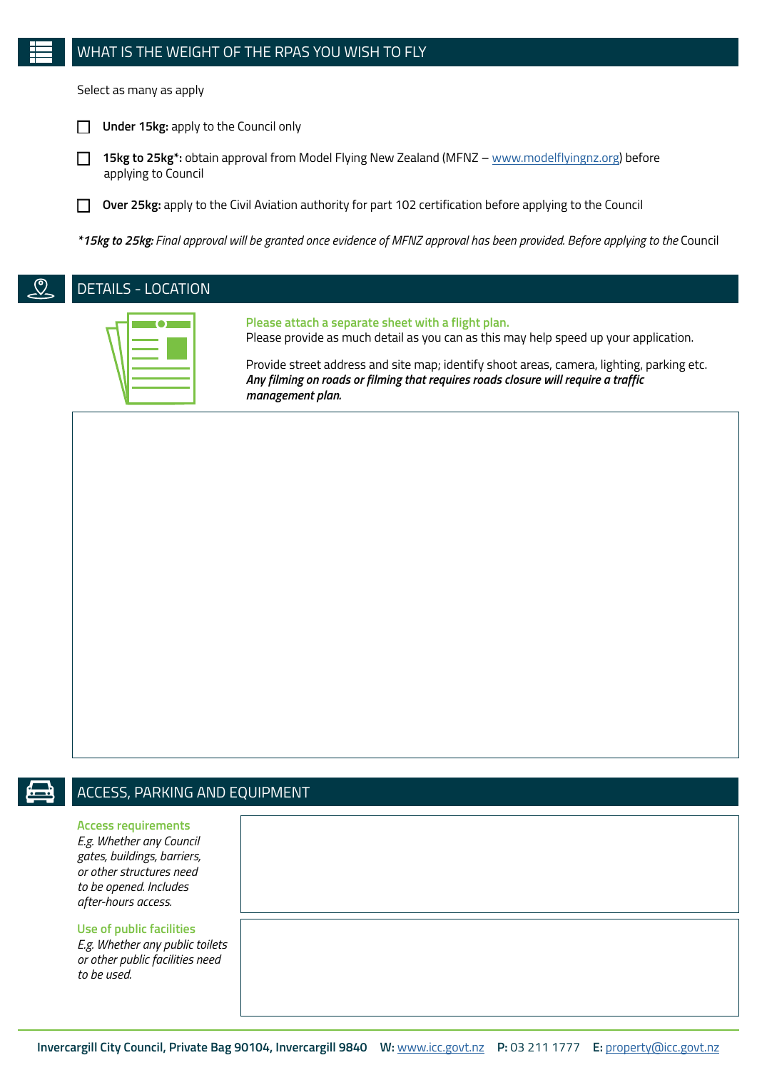## WHAT IS THE WEIGHT OF THE RPAS YOU WISH TO FLY

Select as many as apply

- ☐ **Under 15kg:** apply to the Council only
- ☐ **15kg to 25kg\*:** obtain approval from Model Flying New Zealand (MFNZ – www.modelflyingnz.org) before applying to Council
- ☐ **Over 25kg:** apply to the Civil Aviation authority for part 102 certification before applying to the Council

*\*15kg to 25kg: Final approval will be granted once evidence of MFNZ approval has been provided. Before applying to the* Council

## DETAILS - LOCATION

**Please attach a separate sheet with a flight plan.**
Please provide as much detail as you can as this may help speed up your application.

Provide street address and site map; identify shoot areas, camera, lighting, parking etc.
***Any filming on roads or filming that requires roads closure will require a traffic management plan.***

## ACCESS, PARKING AND EQUIPMENT

**Access requirements**
*E.g. Whether any Council gates, buildings, barriers, or other structures need to be opened. Includes after-hours access.*

**Use of public facilities**
*E.g. Whether any public toilets or other public facilities need to be used.*

**Invercargill City Council, Private Bag 90104, Invercargill 9840** **W:** www.icc.govt.nz **P:** 03 211 1777 **E:** property@icc.govt.nz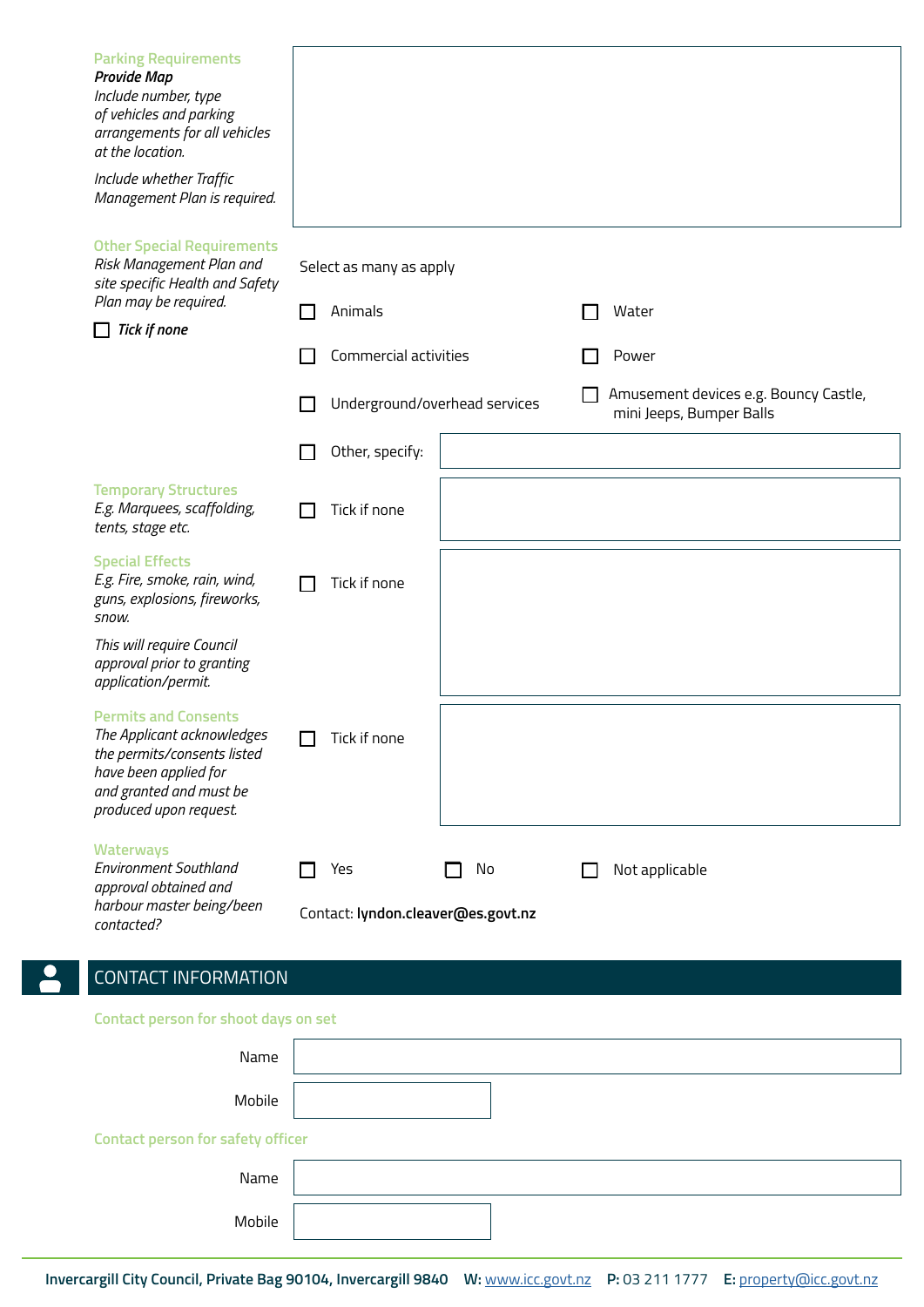**Parking Requirements**

***Provide Map***

*Include number, type of vehicles and parking arrangements for all vehicles at the location.*

*Include whether Traffic Management Plan is required.*

**Other Special Requirements**

*Risk Management Plan and site specific Health and Safety Plan may be required.*

☐ ***Tick if none***

Select as many as apply

| | |
|---|---|
| ☐ Animals | ☐ Water |
| ☐ Commercial activities | ☐ Power |
| ☐ Underground/overhead services | ☐ Amusement devices e.g. Bouncy Castle, mini Jeeps, Bumper Balls |
| ☐ Other, specify: | |

**Temporary Structures**

*E.g. Marquees, scaffolding, tents, stage etc.*

☐ Tick if none

**Special Effects**

*E.g. Fire, smoke, rain, wind, guns, explosions, fireworks, snow.*

*This will require Council approval prior to granting application/permit.*

☐ Tick if none

**Permits and Consents**

*The Applicant acknowledges the permits/consents listed have been applied for and granted and must be produced upon request.*

☐ Tick if none

**Waterways**

*Environment Southland approval obtained and harbour master being/been contacted?*

☐ Yes ☐ No ☐ Not applicable

Contact: **lyndon.cleaver@es.govt.nz**

## CONTACT INFORMATION

**Contact person for shoot days on set**

Name

Mobile

**Contact person for safety officer**

Name

Mobile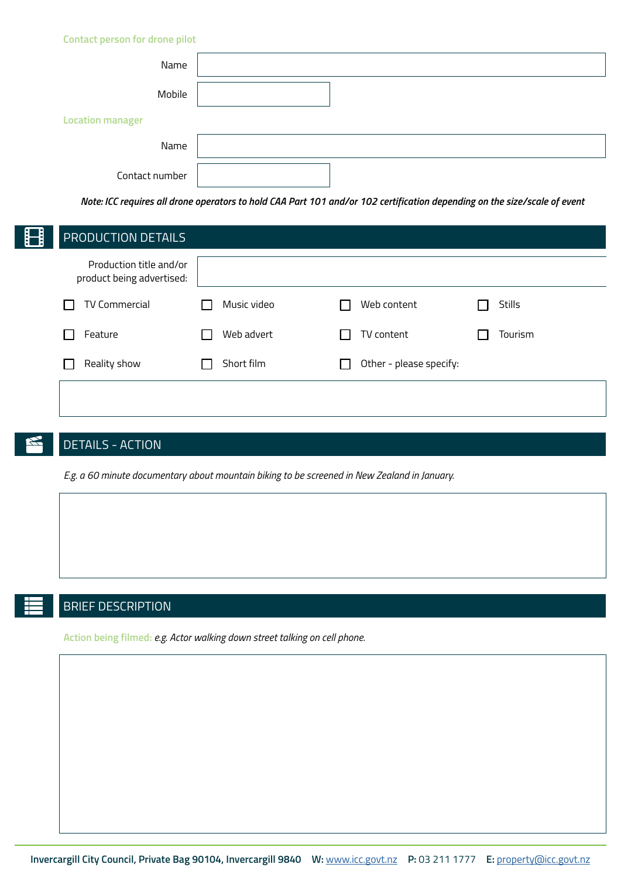### Contact person for drone pilot

Name

Mobile

### Location manager

Name

Contact number

***Note: ICC requires all drone operators to hold CAA Part 101 and/or 102 certification depending on the size/scale of event***

## PRODUCTION DETAILS

Production title and/or product being advertised:

- [ ] TV Commercial
- [ ] Music video
- [ ] Web content
- [ ] Stills
- [ ] Feature
- [ ] Web advert
- [ ] TV content
- [ ] Tourism
- [ ] Reality show
- [ ] Short film
- [ ] Other - please specify:

## DETAILS - ACTION

*E.g. a 60 minute documentary about mountain biking to be screened in New Zealand in January.*

## BRIEF DESCRIPTION

Action being filmed: *e.g. Actor walking down street talking on cell phone.*

**Invercargill City Council, Private Bag 90104, Invercargill 9840** **W:** www.icc.govt.nz **P:** 03 211 1777 **E:** property@icc.govt.nz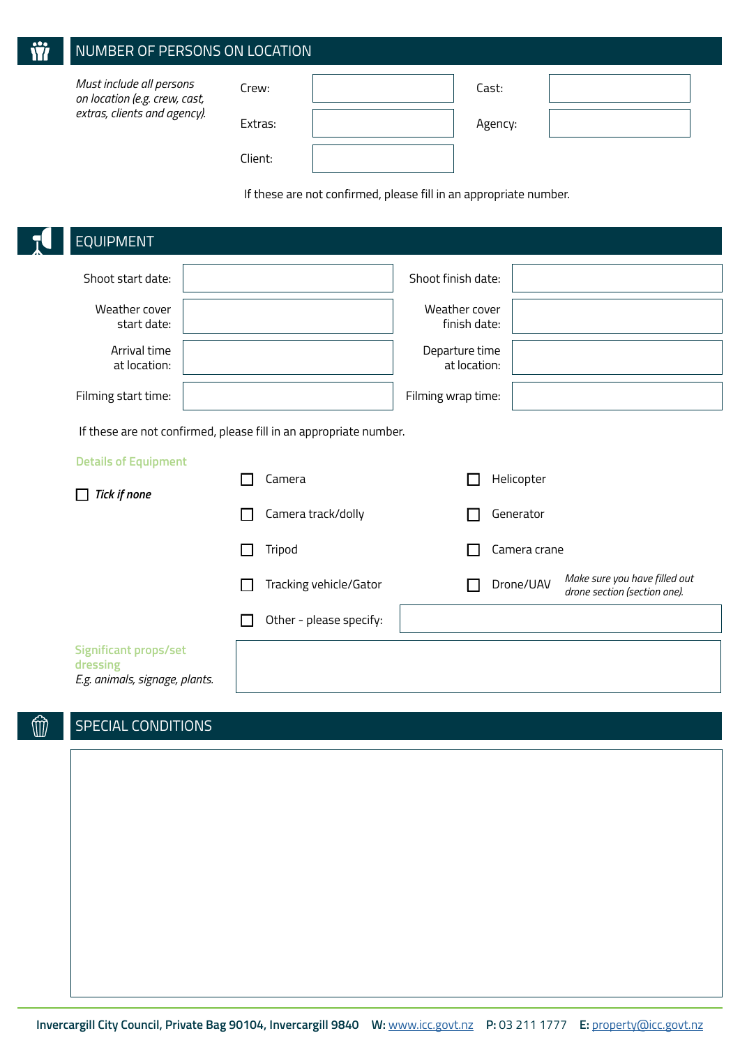## NUMBER OF PERSONS ON LOCATION

*Must include all persons on location (e.g. crew, cast, extras, clients and agency).*

| | | | |
|---|---|---|---|
| Crew: | | Cast: | |
| Extras: | | Agency: | |
| Client: | | | |

If these are not confirmed, please fill in an appropriate number.

## EQUIPMENT

| | | | |
|---|---|---|---|
| Shoot start date: | | Shoot finish date: | |
| Weather cover start date: | | Weather cover finish date: | |
| Arrival time at location: | | Departure time at location: | |
| Filming start time: | | Filming wrap time: | |

If these are not confirmed, please fill in an appropriate number.

**Details of Equipment**

☐ ***Tick if none***

- ☐ Camera
- ☐ Helicopter
- ☐ Camera track/dolly
- ☐ Generator
- ☐ Tripod
- ☐ Camera crane
- ☐ Tracking vehicle/Gator
- ☐ Drone/UAV *Make sure you have filled out drone section (section one).*
- ☐ Other - please specify:

**Significant props/set dressing**
*E.g. animals, signage, plants.*

## SPECIAL CONDITIONS

Invercargill City Council, Private Bag 90104, Invercargill 9840 **W:** www.icc.govt.nz **P:** 03 211 1777 **E:** property@icc.govt.nz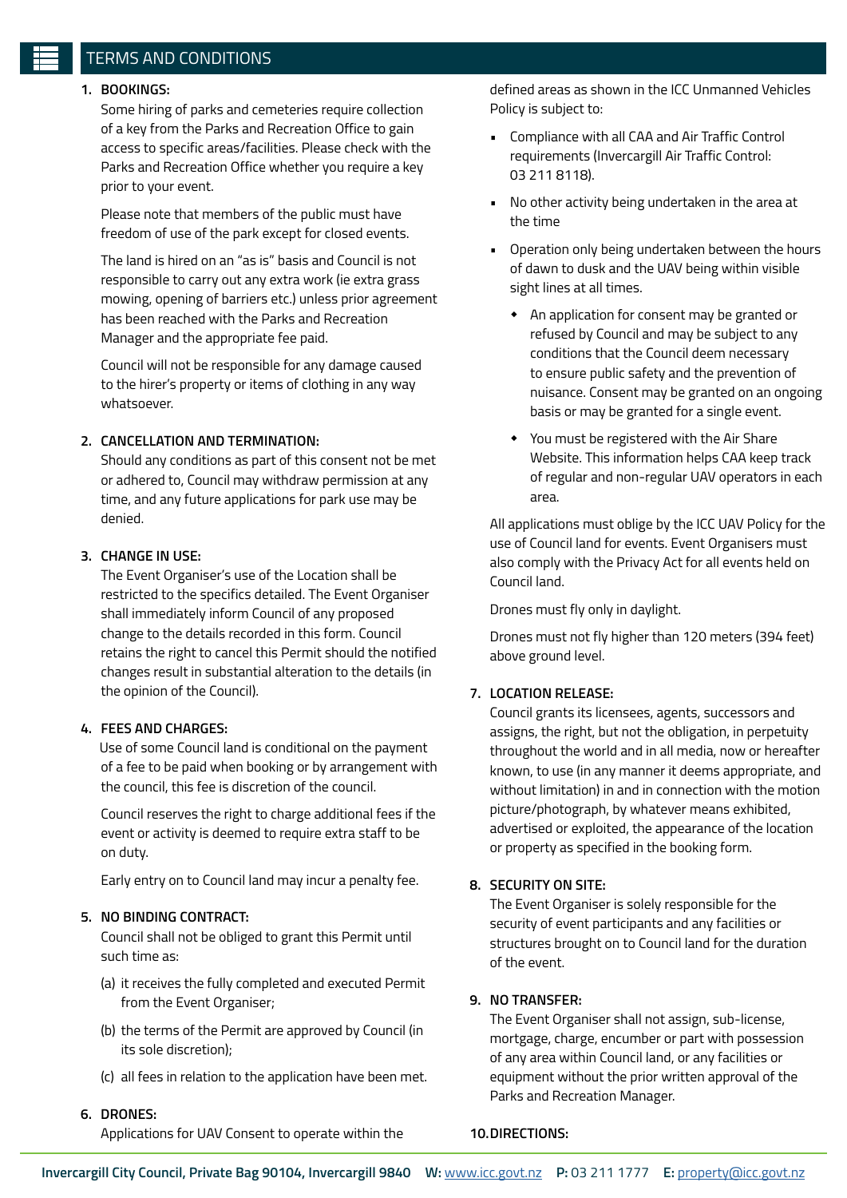## TERMS AND CONDITIONS

1. **BOOKINGS:**

   Some hiring of parks and cemeteries require collection of a key from the Parks and Recreation Office to gain access to specific areas/facilities. Please check with the Parks and Recreation Office whether you require a key prior to your event.

   Please note that members of the public must have freedom of use of the park except for closed events.

   The land is hired on an "as is" basis and Council is not responsible to carry out any extra work (ie extra grass mowing, opening of barriers etc.) unless prior agreement has been reached with the Parks and Recreation Manager and the appropriate fee paid.

   Council will not be responsible for any damage caused to the hirer's property or items of clothing in any way whatsoever.

2. **CANCELLATION AND TERMINATION:**

   Should any conditions as part of this consent not be met or adhered to, Council may withdraw permission at any time, and any future applications for park use may be denied.

3. **CHANGE IN USE:**

   The Event Organiser's use of the Location shall be restricted to the specifics detailed. The Event Organiser shall immediately inform Council of any proposed change to the details recorded in this form. Council retains the right to cancel this Permit should the notified changes result in substantial alteration to the details (in the opinion of the Council).

4. **FEES AND CHARGES:**

   Use of some Council land is conditional on the payment of a fee to be paid when booking or by arrangement with the council, this fee is discretion of the council.

   Council reserves the right to charge additional fees if the event or activity is deemed to require extra staff to be on duty.

   Early entry on to Council land may incur a penalty fee.

5. **NO BINDING CONTRACT:**

   Council shall not be obliged to grant this Permit until such time as:

   (a) it receives the fully completed and executed Permit from the Event Organiser;

   (b) the terms of the Permit are approved by Council (in its sole discretion);

   (c) all fees in relation to the application have been met.

6. **DRONES:**

   Applications for UAV Consent to operate within the defined areas as shown in the ICC Unmanned Vehicles Policy is subject to:

   - Compliance with all CAA and Air Traffic Control requirements (Invercargill Air Traffic Control: 03 211 8118).
   - No other activity being undertaken in the area at the time
   - Operation only being undertaken between the hours of dawn to dusk and the UAV being within visible sight lines at all times.
     - An application for consent may be granted or refused by Council and may be subject to any conditions that the Council deem necessary to ensure public safety and the prevention of nuisance. Consent may be granted on an ongoing basis or may be granted for a single event.
     - You must be registered with the Air Share Website. This information helps CAA keep track of regular and non-regular UAV operators in each area.

   All applications must oblige by the ICC UAV Policy for the use of Council land for events. Event Organisers must also comply with the Privacy Act for all events held on Council land.

   Drones must fly only in daylight.

   Drones must not fly higher than 120 meters (394 feet) above ground level.

7. **LOCATION RELEASE:**

   Council grants its licensees, agents, successors and assigns, the right, but not the obligation, in perpetuity throughout the world and in all media, now or hereafter known, to use (in any manner it deems appropriate, and without limitation) in and in connection with the motion picture/photograph, by whatever means exhibited, advertised or exploited, the appearance of the location or property as specified in the booking form.

8. **SECURITY ON SITE:**

   The Event Organiser is solely responsible for the security of event participants and any facilities or structures brought on to Council land for the duration of the event.

9. **NO TRANSFER:**

   The Event Organiser shall not assign, sub-license, mortgage, charge, encumber or part with possession of any area within Council land, or any facilities or equipment without the prior written approval of the Parks and Recreation Manager.

10. **DIRECTIONS:**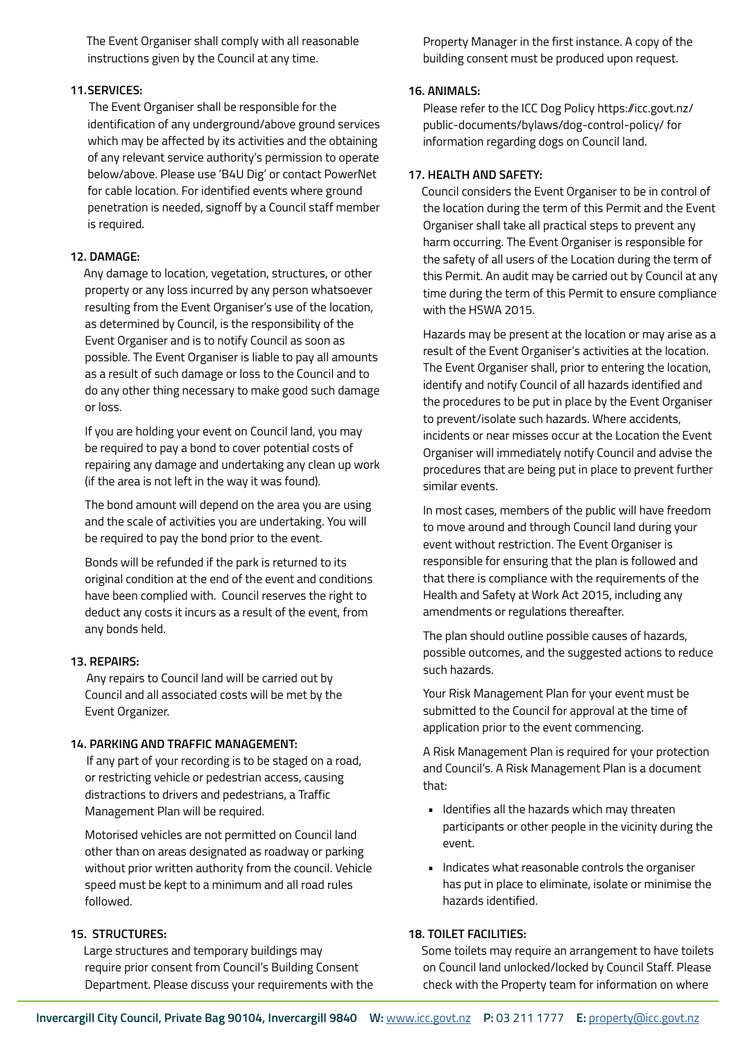The Event Organiser shall comply with all reasonable instructions given by the Council at any time.

**11. SERVICES:**

The Event Organiser shall be responsible for the identification of any underground/above ground services which may be affected by its activities and the obtaining of any relevant service authority's permission to operate below/above. Please use 'B4U Dig' or contact PowerNet for cable location. For identified events where ground penetration is needed, signoff by a Council staff member is required.

**12. DAMAGE:**

Any damage to location, vegetation, structures, or other property or any loss incurred by any person whatsoever resulting from the Event Organiser's use of the location, as determined by Council, is the responsibility of the Event Organiser and is to notify Council as soon as possible. The Event Organiser is liable to pay all amounts as a result of such damage or loss to the Council and to do any other thing necessary to make good such damage or loss.

If you are holding your event on Council land, you may be required to pay a bond to cover potential costs of repairing any damage and undertaking any clean up work (if the area is not left in the way it was found).

The bond amount will depend on the area you are using and the scale of activities you are undertaking. You will be required to pay the bond prior to the event.

Bonds will be refunded if the park is returned to its original condition at the end of the event and conditions have been complied with. Council reserves the right to deduct any costs it incurs as a result of the event, from any bonds held.

**13. REPAIRS:**

Any repairs to Council land will be carried out by Council and all associated costs will be met by the Event Organizer.

**14. PARKING AND TRAFFIC MANAGEMENT:**

If any part of your recording is to be staged on a road, or restricting vehicle or pedestrian access, causing distractions to drivers and pedestrians, a Traffic Management Plan will be required.

Motorised vehicles are not permitted on Council land other than on areas designated as roadway or parking without prior written authority from the council. Vehicle speed must be kept to a minimum and all road rules followed.

**15. STRUCTURES:**

Large structures and temporary buildings may require prior consent from Council's Building Consent Department. Please discuss your requirements with the Property Manager in the first instance. A copy of the building consent must be produced upon request.

**16. ANIMALS:**

Please refer to the ICC Dog Policy https://icc.govt.nz/public-documents/bylaws/dog-control-policy/ for information regarding dogs on Council land.

**17. HEALTH AND SAFETY:**

Council considers the Event Organiser to be in control of the location during the term of this Permit and the Event Organiser shall take all practical steps to prevent any harm occurring. The Event Organiser is responsible for the safety of all users of the Location during the term of this Permit. An audit may be carried out by Council at any time during the term of this Permit to ensure compliance with the HSWA 2015.

Hazards may be present at the location or may arise as a result of the Event Organiser's activities at the location. The Event Organiser shall, prior to entering the location, identify and notify Council of all hazards identified and the procedures to be put in place by the Event Organiser to prevent/isolate such hazards. Where accidents, incidents or near misses occur at the Location the Event Organiser will immediately notify Council and advise the procedures that are being put in place to prevent further similar events.

In most cases, members of the public will have freedom to move around and through Council land during your event without restriction. The Event Organiser is responsible for ensuring that the plan is followed and that there is compliance with the requirements of the Health and Safety at Work Act 2015, including any amendments or regulations thereafter.

The plan should outline possible causes of hazards, possible outcomes, and the suggested actions to reduce such hazards.

Your Risk Management Plan for your event must be submitted to the Council for approval at the time of application prior to the event commencing.

A Risk Management Plan is required for your protection and Council's. A Risk Management Plan is a document that:

- Identifies all the hazards which may threaten participants or other people in the vicinity during the event.
- Indicates what reasonable controls the organiser has put in place to eliminate, isolate or minimise the hazards identified.

**18. TOILET FACILITIES:**

Some toilets may require an arrangement to have toilets on Council land unlocked/locked by Council Staff. Please check with the Property team for information on where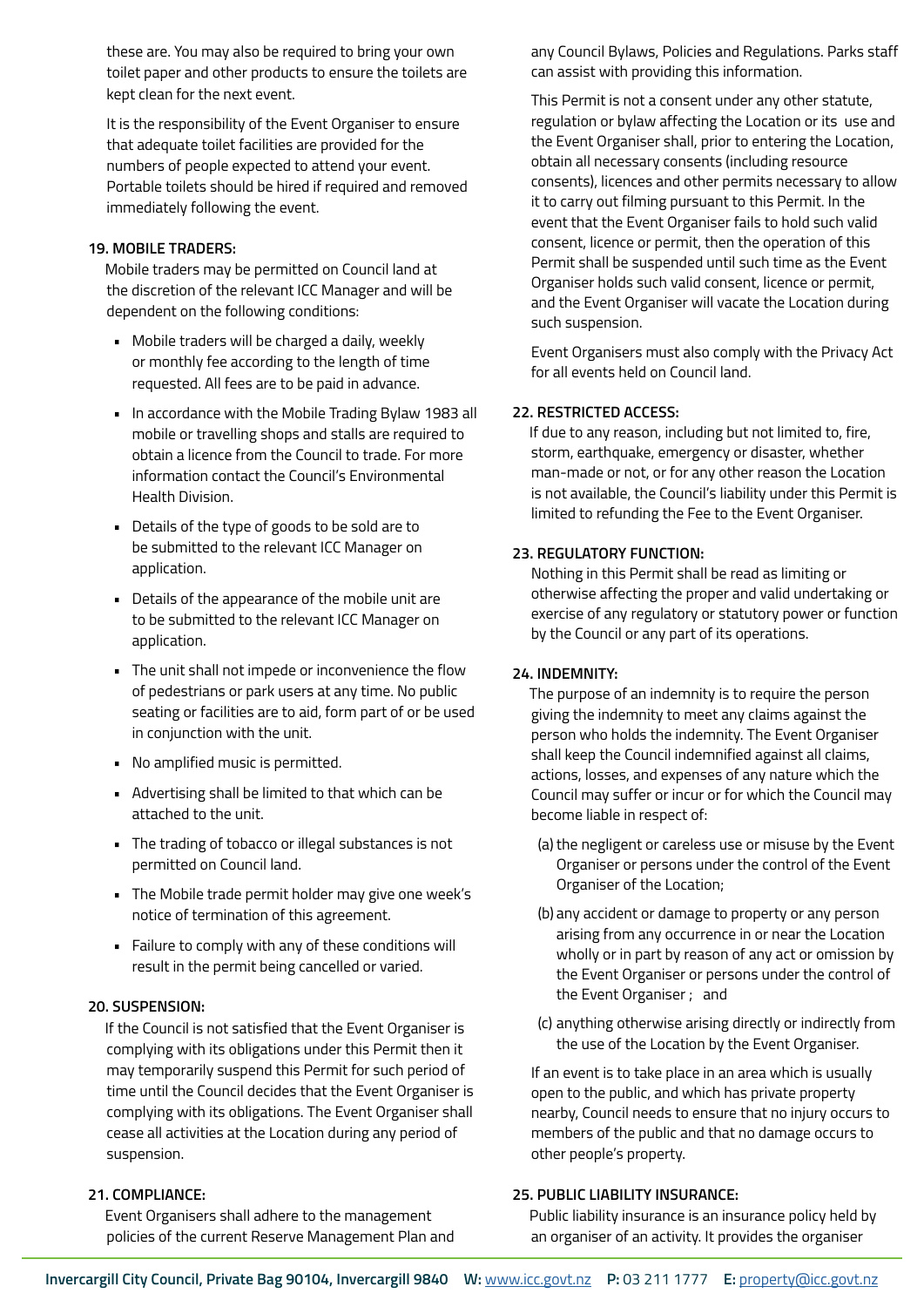these are. You may also be required to bring your own toilet paper and other products to ensure the toilets are kept clean for the next event.

It is the responsibility of the Event Organiser to ensure that adequate toilet facilities are provided for the numbers of people expected to attend your event. Portable toilets should be hired if required and removed immediately following the event.

**19. MOBILE TRADERS:**

Mobile traders may be permitted on Council land at the discretion of the relevant ICC Manager and will be dependent on the following conditions:

- Mobile traders will be charged a daily, weekly or monthly fee according to the length of time requested. All fees are to be paid in advance.
- In accordance with the Mobile Trading Bylaw 1983 all mobile or travelling shops and stalls are required to obtain a licence from the Council to trade. For more information contact the Council's Environmental Health Division.
- Details of the type of goods to be sold are to be submitted to the relevant ICC Manager on application.
- Details of the appearance of the mobile unit are to be submitted to the relevant ICC Manager on application.
- The unit shall not impede or inconvenience the flow of pedestrians or park users at any time. No public seating or facilities are to aid, form part of or be used in conjunction with the unit.
- No amplified music is permitted.
- Advertising shall be limited to that which can be attached to the unit.
- The trading of tobacco or illegal substances is not permitted on Council land.
- The Mobile trade permit holder may give one week's notice of termination of this agreement.
- Failure to comply with any of these conditions will result in the permit being cancelled or varied.

**20. SUSPENSION:**

If the Council is not satisfied that the Event Organiser is complying with its obligations under this Permit then it may temporarily suspend this Permit for such period of time until the Council decides that the Event Organiser is complying with its obligations. The Event Organiser shall cease all activities at the Location during any period of suspension.

**21. COMPLIANCE:**

Event Organisers shall adhere to the management policies of the current Reserve Management Plan and any Council Bylaws, Policies and Regulations. Parks staff can assist with providing this information.

This Permit is not a consent under any other statute, regulation or bylaw affecting the Location or its use and the Event Organiser shall, prior to entering the Location, obtain all necessary consents (including resource consents), licences and other permits necessary to allow it to carry out filming pursuant to this Permit. In the event that the Event Organiser fails to hold such valid consent, licence or permit, then the operation of this Permit shall be suspended until such time as the Event Organiser holds such valid consent, licence or permit, and the Event Organiser will vacate the Location during such suspension.

Event Organisers must also comply with the Privacy Act for all events held on Council land.

**22. RESTRICTED ACCESS:**

If due to any reason, including but not limited to, fire, storm, earthquake, emergency or disaster, whether man-made or not, or for any other reason the Location is not available, the Council's liability under this Permit is limited to refunding the Fee to the Event Organiser.

**23. REGULATORY FUNCTION:**

Nothing in this Permit shall be read as limiting or otherwise affecting the proper and valid undertaking or exercise of any regulatory or statutory power or function by the Council or any part of its operations.

**24. INDEMNITY:**

The purpose of an indemnity is to require the person giving the indemnity to meet any claims against the person who holds the indemnity. The Event Organiser shall keep the Council indemnified against all claims, actions, losses, and expenses of any nature which the Council may suffer or incur or for which the Council may become liable in respect of:

(a) the negligent or careless use or misuse by the Event Organiser or persons under the control of the Event Organiser of the Location;

(b) any accident or damage to property or any person arising from any occurrence in or near the Location wholly or in part by reason of any act or omission by the Event Organiser or persons under the control of the Event Organiser ; and

(c) anything otherwise arising directly or indirectly from the use of the Location by the Event Organiser.

If an event is to take place in an area which is usually open to the public, and which has private property nearby, Council needs to ensure that no injury occurs to members of the public and that no damage occurs to other people's property.

**25. PUBLIC LIABILITY INSURANCE:**

Public liability insurance is an insurance policy held by an organiser of an activity. It provides the organiser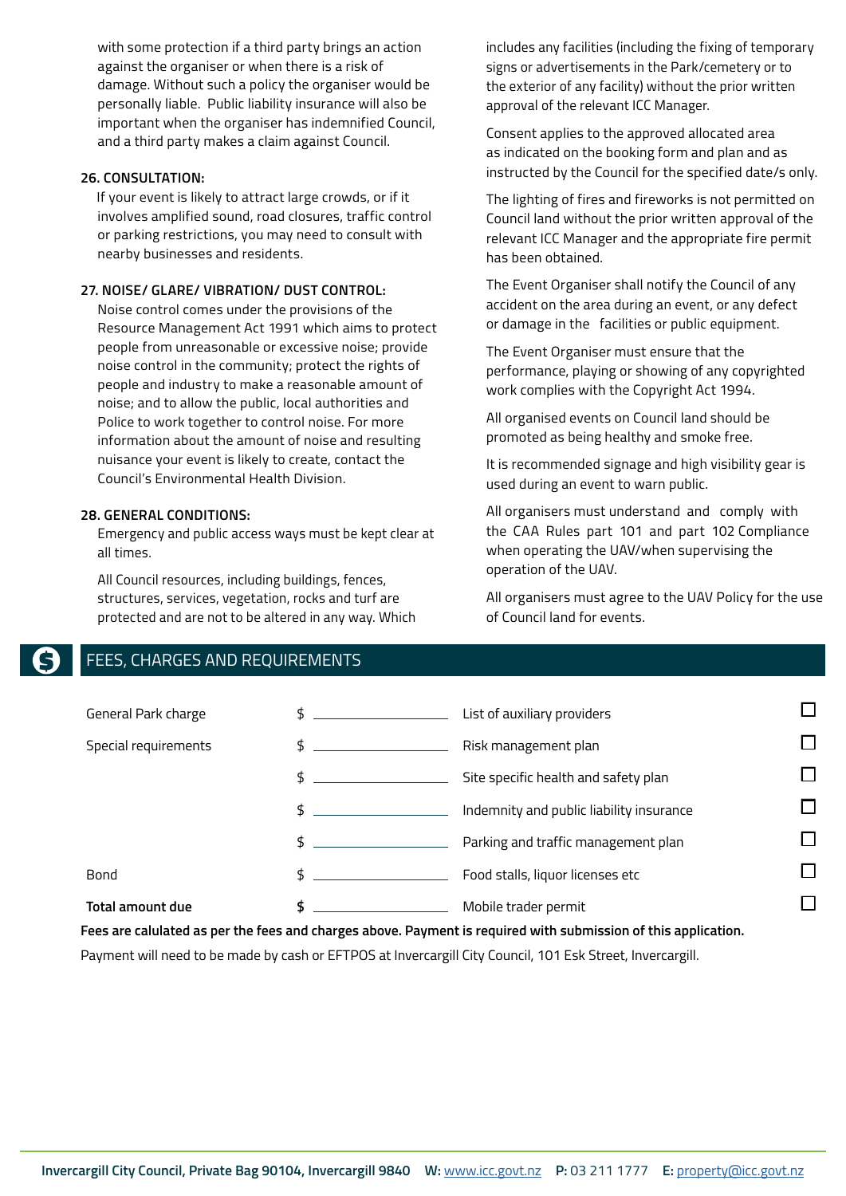with some protection if a third party brings an action against the organiser or when there is a risk of damage. Without such a policy the organiser would be personally liable. Public liability insurance will also be important when the organiser has indemnified Council, and a third party makes a claim against Council.

**26. CONSULTATION:**

If your event is likely to attract large crowds, or if it involves amplified sound, road closures, traffic control or parking restrictions, you may need to consult with nearby businesses and residents.

**27. NOISE/ GLARE/ VIBRATION/ DUST CONTROL:**

Noise control comes under the provisions of the Resource Management Act 1991 which aims to protect people from unreasonable or excessive noise; provide noise control in the community; protect the rights of people and industry to make a reasonable amount of noise; and to allow the public, local authorities and Police to work together to control noise. For more information about the amount of noise and resulting nuisance your event is likely to create, contact the Council's Environmental Health Division.

**28. GENERAL CONDITIONS:**

Emergency and public access ways must be kept clear at all times.

All Council resources, including buildings, fences, structures, services, vegetation, rocks and turf are protected and are not to be altered in any way. Which includes any facilities (including the fixing of temporary signs or advertisements in the Park/cemetery or to the exterior of any facility) without the prior written approval of the relevant ICC Manager.

Consent applies to the approved allocated area as indicated on the booking form and plan and as instructed by the Council for the specified date/s only.

The lighting of fires and fireworks is not permitted on Council land without the prior written approval of the relevant ICC Manager and the appropriate fire permit has been obtained.

The Event Organiser shall notify the Council of any accident on the area during an event, or any defect or damage in the facilities or public equipment.

The Event Organiser must ensure that the performance, playing or showing of any copyrighted work complies with the Copyright Act 1994.

All organised events on Council land should be promoted as being healthy and smoke free.

It is recommended signage and high visibility gear is used during an event to warn public.

All organisers must understand and comply with the CAA Rules part 101 and part 102 Compliance when operating the UAV/when supervising the operation of the UAV.

All organisers must agree to the UAV Policy for the use of Council land for events.

## FEES, CHARGES AND REQUIREMENTS

| | | | |
|---|---|---|---|
| General Park charge | $ ______________ | List of auxiliary providers | ☐ |
| Special requirements | $ ______________ | Risk management plan | ☐ |
| | $ ______________ | Site specific health and safety plan | ☐ |
| | $ ______________ | Indemnity and public liability insurance | ☐ |
| | $ ______________ | Parking and traffic management plan | ☐ |
| Bond | $ ______________ | Food stalls, liquor licenses etc | ☐ |
| **Total amount due** | **$** ______________ | Mobile trader permit | ☐ |

**Fees are calulated as per the fees and charges above. Payment is required with submission of this application.**

Payment will need to be made by cash or EFTPOS at Invercargill City Council, 101 Esk Street, Invercargill.

**Invercargill City Council, Private Bag 90104, Invercargill 9840** **W:** www.icc.govt.nz **P:** 03 211 1777 **E:** property@icc.govt.nz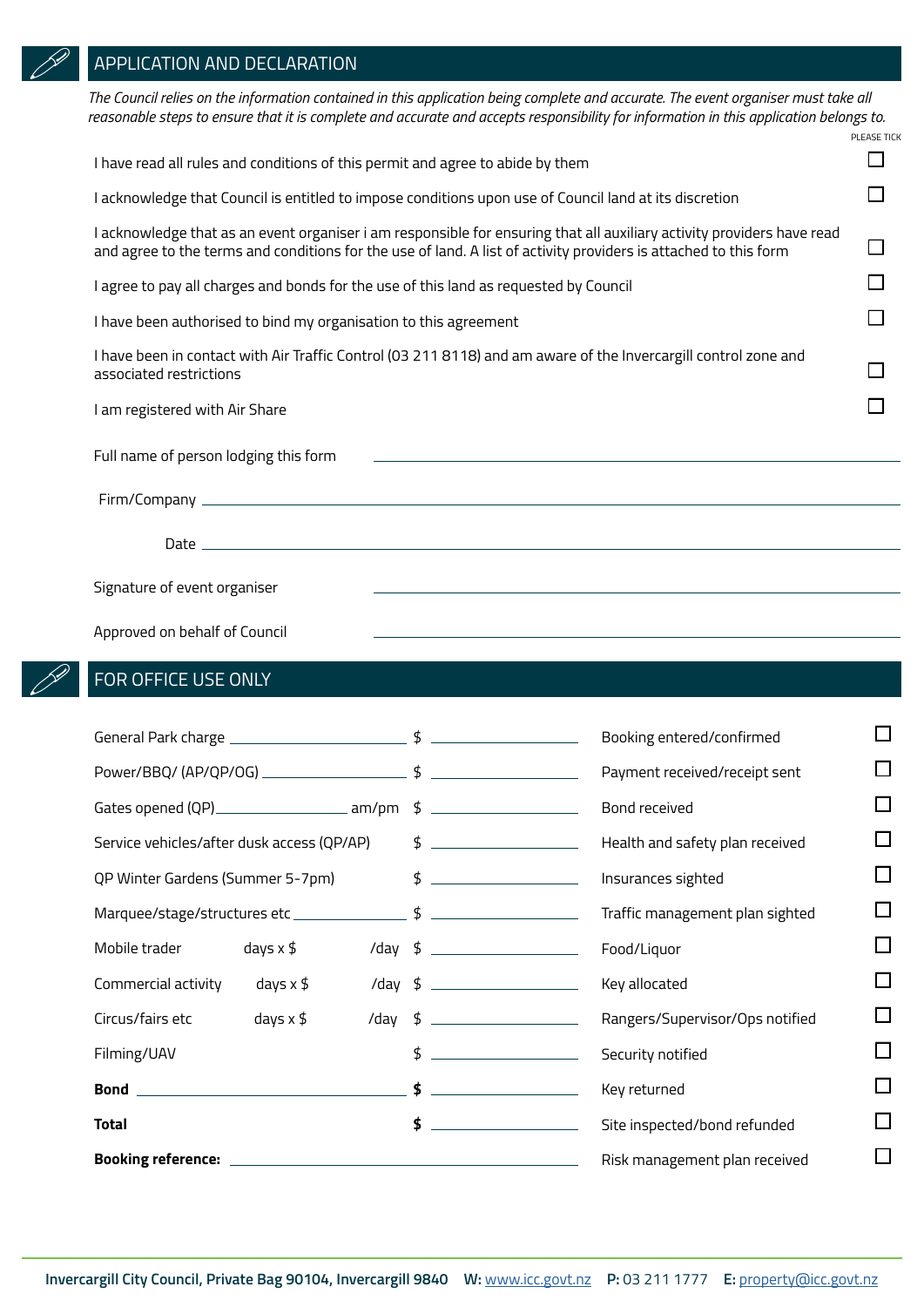## APPLICATION AND DECLARATION

*The Council relies on the information contained in this application being complete and accurate. The event organiser must take all reasonable steps to ensure that it is complete and accurate and accepts responsibility for information in this application belongs to.*

| | PLEASE TICK |
|---|---|
| I have read all rules and conditions of this permit and agree to abide by them | ☐ |
| I acknowledge that Council is entitled to impose conditions upon use of Council land at its discretion | ☐ |
| I acknowledge that as an event organiser i am responsible for ensuring that all auxiliary activity providers have read and agree to the terms and conditions for the use of land. A list of activity providers is attached to this form | ☐ |
| I agree to pay all charges and bonds for the use of this land as requested by Council | ☐ |
| I have been authorised to bind my organisation to this agreement | ☐ |
| I have been in contact with Air Traffic Control (03 211 8118) and am aware of the Invercargill control zone and associated restrictions | ☐ |
| I am registered with Air Share | ☐ |

Full name of person lodging this form ______________________________

Firm/Company ______________________________

Date ______________________________

Signature of event organiser ______________________________

Approved on behalf of Council ______________________________

## FOR OFFICE USE ONLY

| | | | |
|---|---|---|---|
| General Park charge ______________ | $ ______________ | Booking entered/confirmed | ☐ |
| Power/BBQ/ (AP/QP/OG) ______________ | $ ______________ | Payment received/receipt sent | ☐ |
| Gates opened (QP)______________ am/pm | $ ______________ | Bond received | ☐ |
| Service vehicles/after dusk access (QP/AP) | $ ______________ | Health and safety plan received | ☐ |
| QP Winter Gardens (Summer 5-7pm) | $ ______________ | Insurances sighted | ☐ |
| Marquee/stage/structures etc ______________ | $ ______________ | Traffic management plan sighted | ☐ |
| Mobile trader days x $ /day | $ ______________ | Food/Liquor | ☐ |
| Commercial activity days x $ /day | $ ______________ | Key allocated | ☐ |
| Circus/fairs etc days x $ /day | $ ______________ | Rangers/Supervisor/Ops notified | ☐ |
| Filming/UAV | $ ______________ | Security notified | ☐ |
| **Bond** ______________ | **$** ______________ | Key returned | ☐ |
| **Total** | **$** ______________ | Site inspected/bond refunded | ☐ |
| **Booking reference:** ______________ | | Risk management plan received | ☐ |

**Invercargill City Council, Private Bag 90104, Invercargill 9840** **W:** www.icc.govt.nz **P:** 03 211 1777 **E:** property@icc.govt.nz